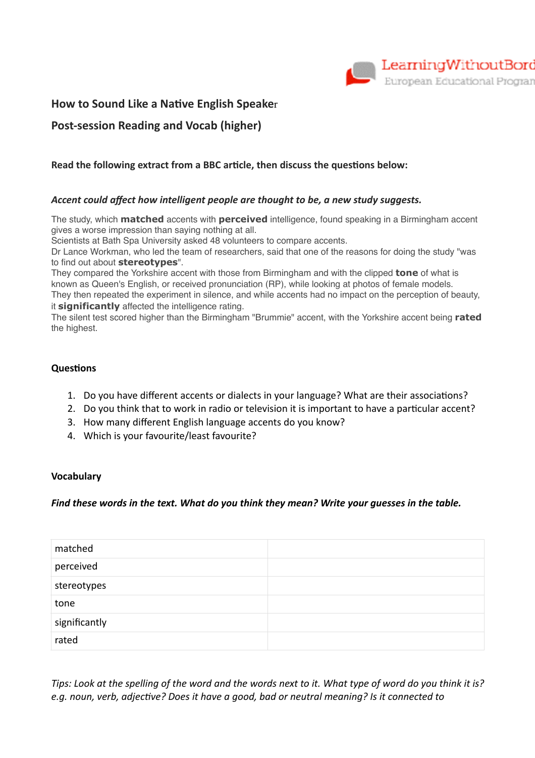LearningWithoutBord
European Educational Progran

## How to Sound Like a Native English Speaker

## Post-session Reading and Vocab (higher)

**Read the following extract from a BBC article, then discuss the questions below:**

***Accent could affect how intelligent people are thought to be, a new study suggests.***

The study, which **matched** accents with **perceived** intelligence, found speaking in a Birmingham accent gives a worse impression than saying nothing at all.
Scientists at Bath Spa University asked 48 volunteers to compare accents.
Dr Lance Workman, who led the team of researchers, said that one of the reasons for doing the study "was to find out about **stereotypes**".
They compared the Yorkshire accent with those from Birmingham and with the clipped **tone** of what is known as Queen's English, or received pronunciation (RP), while looking at photos of female models.
They then repeated the experiment in silence, and while accents had no impact on the perception of beauty, it **significantly** affected the intelligence rating.
The silent test scored higher than the Birmingham "Brummie" accent, with the Yorkshire accent being **rated** the highest.

**Questions**

1. Do you have different accents or dialects in your language? What are their associations?
2. Do you think that to work in radio or television it is important to have a particular accent?
3. How many different English language accents do you know?
4. Which is your favourite/least favourite?

**Vocabulary**

***Find these words in the text. What do you think they mean? Write your guesses in the table.***

| | |
|---|---|
| matched | |
| perceived | |
| stereotypes | |
| tone | |
| significantly | |
| rated | |

*Tips: Look at the spelling of the word and the words next to it. What type of word do you think it is? e.g. noun, verb, adjective? Does it have a good, bad or neutral meaning? Is it connected to*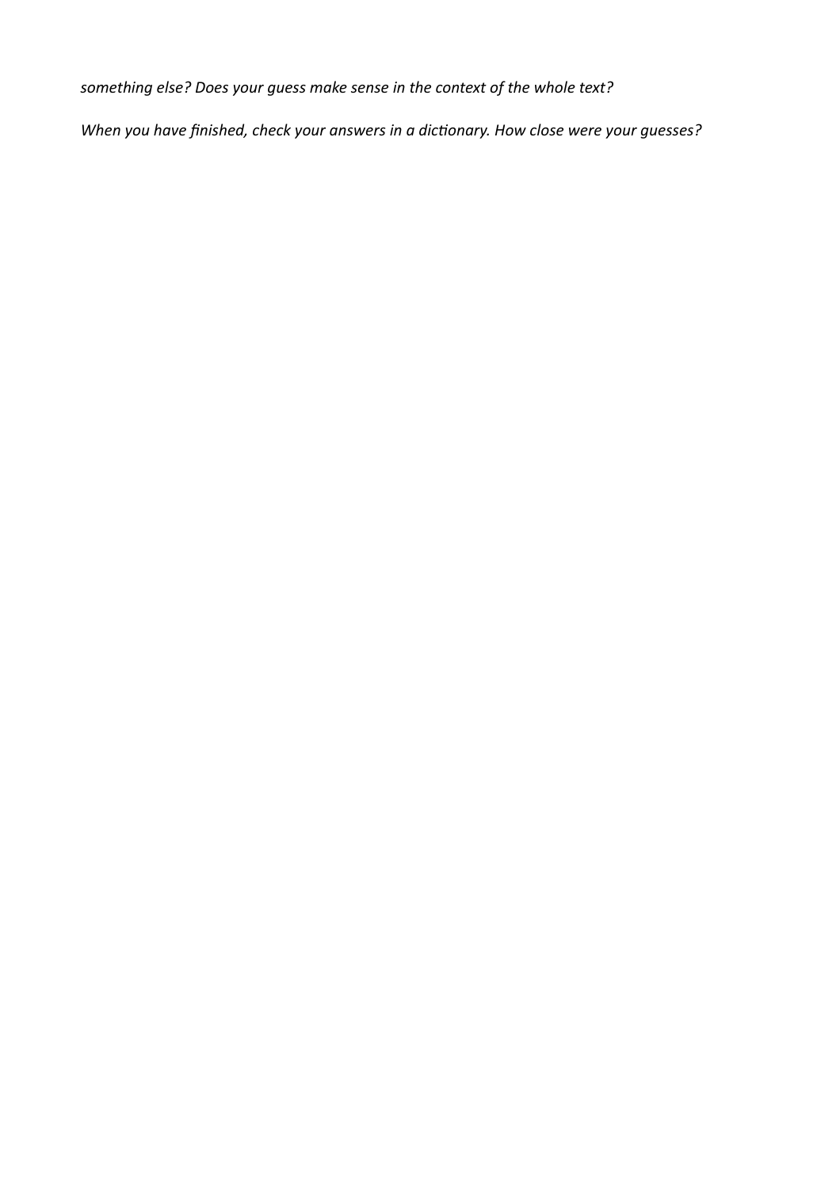*something else? Does your guess make sense in the context of the whole text?*

*When you have finished, check your answers in a dictionary. How close were your guesses?*